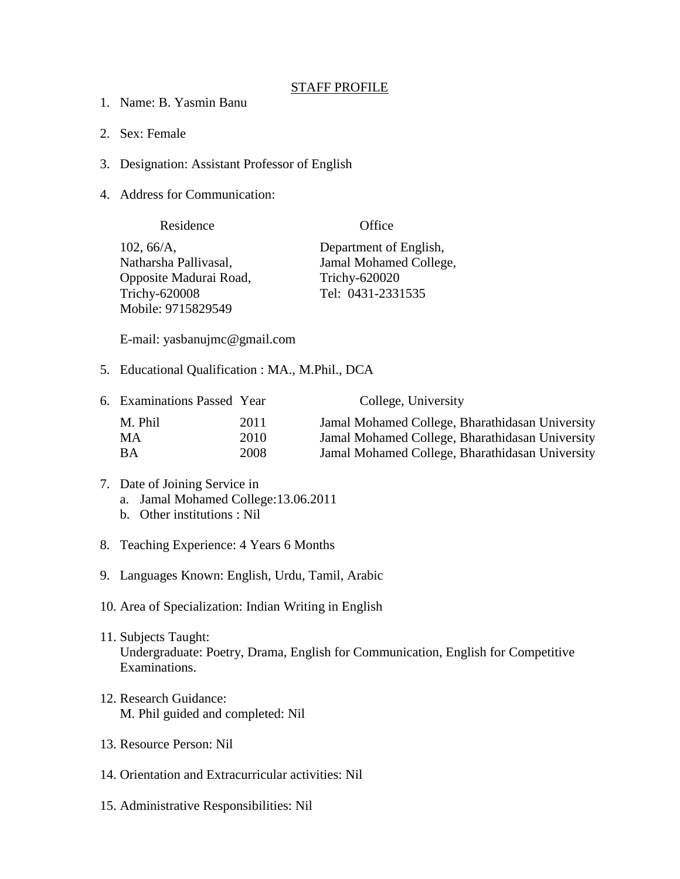# STAFF PROFILE

1. Name: B. Yasmin Banu

2. Sex: Female

3. Designation: Assistant Professor of English

4. Address for Communication:

| Residence | Office |
|---|---|
| 102, 66/A,<br>Natharsha Pallivasal,<br>Opposite Madurai Road,<br>Trichy-620008<br>Mobile: 9715829549 | Department of English,<br>Jamal Mohamed College,<br>Trichy-620020<br>Tel: 0431-2331535 |

   E-mail: yasbanujmc@gmail.com

5. Educational Qualification : MA., M.Phil., DCA

6. Examinations Passed

| Examinations Passed | Year | College, University |
|---|---|---|
| M. Phil | 2011 | Jamal Mohamed College, Bharathidasan University |
| MA | 2010 | Jamal Mohamed College, Bharathidasan University |
| BA | 2008 | Jamal Mohamed College, Bharathidasan University |

7. Date of Joining Service in
   a. Jamal Mohamed College:13.06.2011
   b. Other institutions : Nil

8. Teaching Experience: 4 Years 6 Months

9. Languages Known: English, Urdu, Tamil, Arabic

10. Area of Specialization: Indian Writing in English

11. Subjects Taught:
    Undergraduate: Poetry, Drama, English for Communication, English for Competitive Examinations.

12. Research Guidance:
    M. Phil guided and completed: Nil

13. Resource Person: Nil

14. Orientation and Extracurricular activities: Nil

15. Administrative Responsibilities: Nil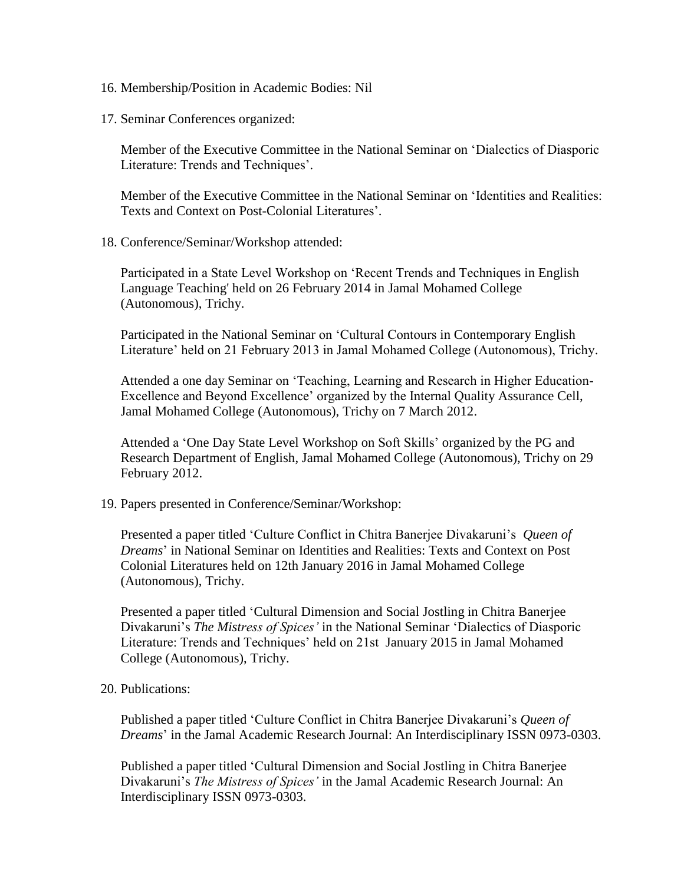16. Membership/Position in Academic Bodies: Nil

17. Seminar Conferences organized:

    Member of the Executive Committee in the National Seminar on 'Dialectics of Diasporic Literature: Trends and Techniques'.

    Member of the Executive Committee in the National Seminar on 'Identities and Realities: Texts and Context on Post-Colonial Literatures'.

18. Conference/Seminar/Workshop attended:

    Participated in a State Level Workshop on 'Recent Trends and Techniques in English Language Teaching' held on 26 February 2014 in Jamal Mohamed College (Autonomous), Trichy.

    Participated in the National Seminar on 'Cultural Contours in Contemporary English Literature' held on 21 February 2013 in Jamal Mohamed College (Autonomous), Trichy.

    Attended a one day Seminar on 'Teaching, Learning and Research in Higher Education-Excellence and Beyond Excellence' organized by the Internal Quality Assurance Cell, Jamal Mohamed College (Autonomous), Trichy on 7 March 2012.

    Attended a 'One Day State Level Workshop on Soft Skills' organized by the PG and Research Department of English, Jamal Mohamed College (Autonomous), Trichy on 29 February 2012.

19. Papers presented in Conference/Seminar/Workshop:

    Presented a paper titled 'Culture Conflict in Chitra Banerjee Divakaruni's *Queen of Dreams*' in National Seminar on Identities and Realities: Texts and Context on Post Colonial Literatures held on 12th January 2016 in Jamal Mohamed College (Autonomous), Trichy.

    Presented a paper titled 'Cultural Dimension and Social Jostling in Chitra Banerjee Divakaruni's *The Mistress of Spices'* in the National Seminar 'Dialectics of Diasporic Literature: Trends and Techniques' held on 21st January 2015 in Jamal Mohamed College (Autonomous), Trichy.

20. Publications:

    Published a paper titled 'Culture Conflict in Chitra Banerjee Divakaruni's *Queen of Dreams*' in the Jamal Academic Research Journal: An Interdisciplinary ISSN 0973-0303.

    Published a paper titled 'Cultural Dimension and Social Jostling in Chitra Banerjee Divakaruni's *The Mistress of Spices'* in the Jamal Academic Research Journal: An Interdisciplinary ISSN 0973-0303.